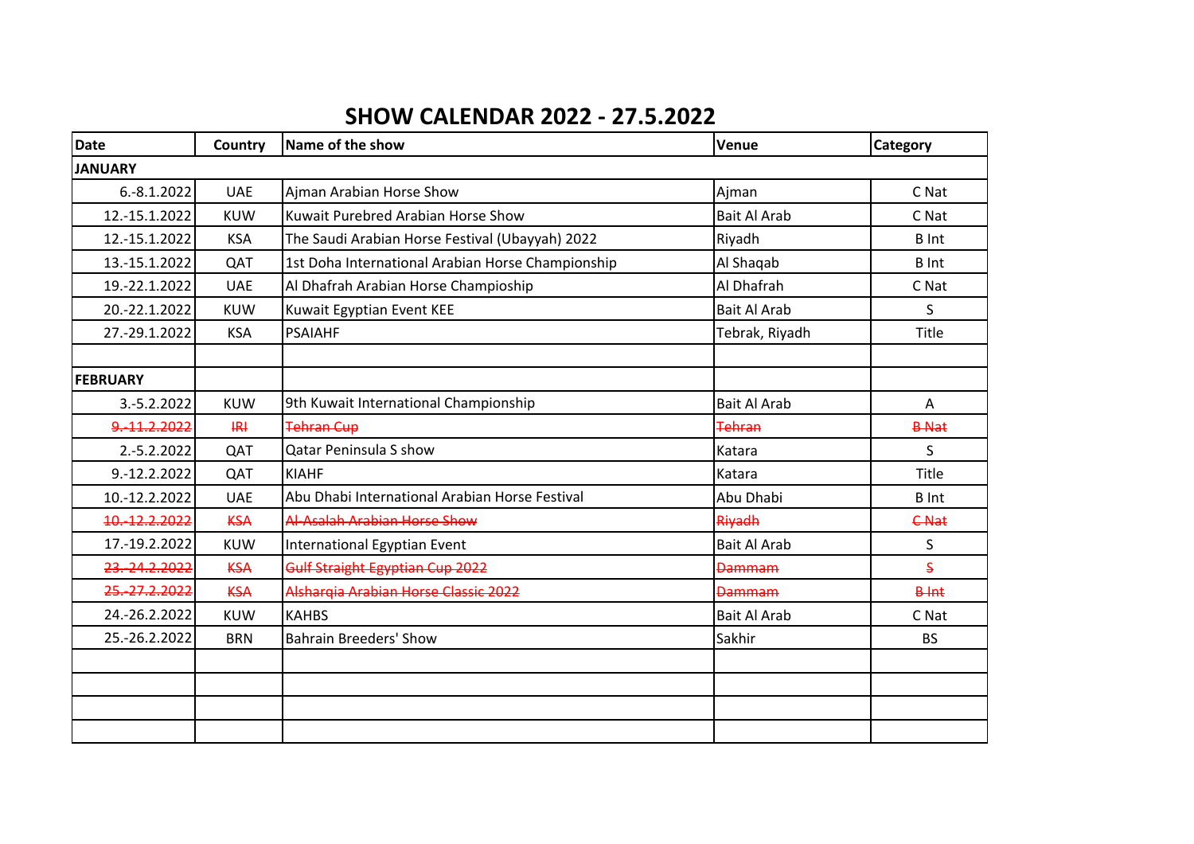# SHOW CALENDAR 2022 - 27.5.2022

| Date | Country | Name of the show | Venue | Category |
|---|---|---|---|---|
| **JANUARY** | | | | |
| 6.-8.1.2022 | UAE | Ajman Arabian Horse Show | Ajman | C Nat |
| 12.-15.1.2022 | KUW | Kuwait Purebred Arabian Horse Show | Bait Al Arab | C Nat |
| 12.-15.1.2022 | KSA | The Saudi Arabian Horse Festival (Ubayyah) 2022 | Riyadh | B Int |
| 13.-15.1.2022 | QAT | 1st Doha International Arabian Horse Championship | Al Shaqab | B Int |
| 19.-22.1.2022 | UAE | Al Dhafrah Arabian Horse Champioship | Al Dhafrah | C Nat |
| 20.-22.1.2022 | KUW | Kuwait Egyptian Event KEE | Bait Al Arab | S |
| 27.-29.1.2022 | KSA | PSAIAHF | Tebrak, Riyadh | Title |
| | | | | |
| **FEBRUARY** | | | | |
| 3.-5.2.2022 | KUW | 9th Kuwait International Championship | Bait Al Arab | A |
| ~~9.-11.2.2022~~ | ~~IRI~~ | ~~Tehran Cup~~ | ~~Tehran~~ | ~~B Nat~~ |
| 2.-5.2.2022 | QAT | Qatar Peninsula S show | Katara | S |
| 9.-12.2.2022 | QAT | KIAHF | Katara | Title |
| 10.-12.2.2022 | UAE | Abu Dhabi International Arabian Horse Festival | Abu Dhabi | B Int |
| ~~10.-12.2.2022~~ | ~~KSA~~ | ~~Al Asalah Arabian Horse Show~~ | ~~Riyadh~~ | ~~C Nat~~ |
| 17.-19.2.2022 | KUW | International Egyptian Event | Bait Al Arab | S |
| ~~23.-24.2.2022~~ | ~~KSA~~ | ~~Gulf Straight Egyptian Cup 2022~~ | ~~Dammam~~ | ~~S~~ |
| ~~25.-27.2.2022~~ | ~~KSA~~ | ~~Alsharqia Arabian Horse Classic 2022~~ | ~~Dammam~~ | ~~B Int~~ |
| 24.-26.2.2022 | KUW | KAHBS | Bait Al Arab | C Nat |
| 25.-26.2.2022 | BRN | Bahrain Breeders' Show | Sakhir | BS |
| | | | | |
| | | | | |
| | | | | |
| | | | | |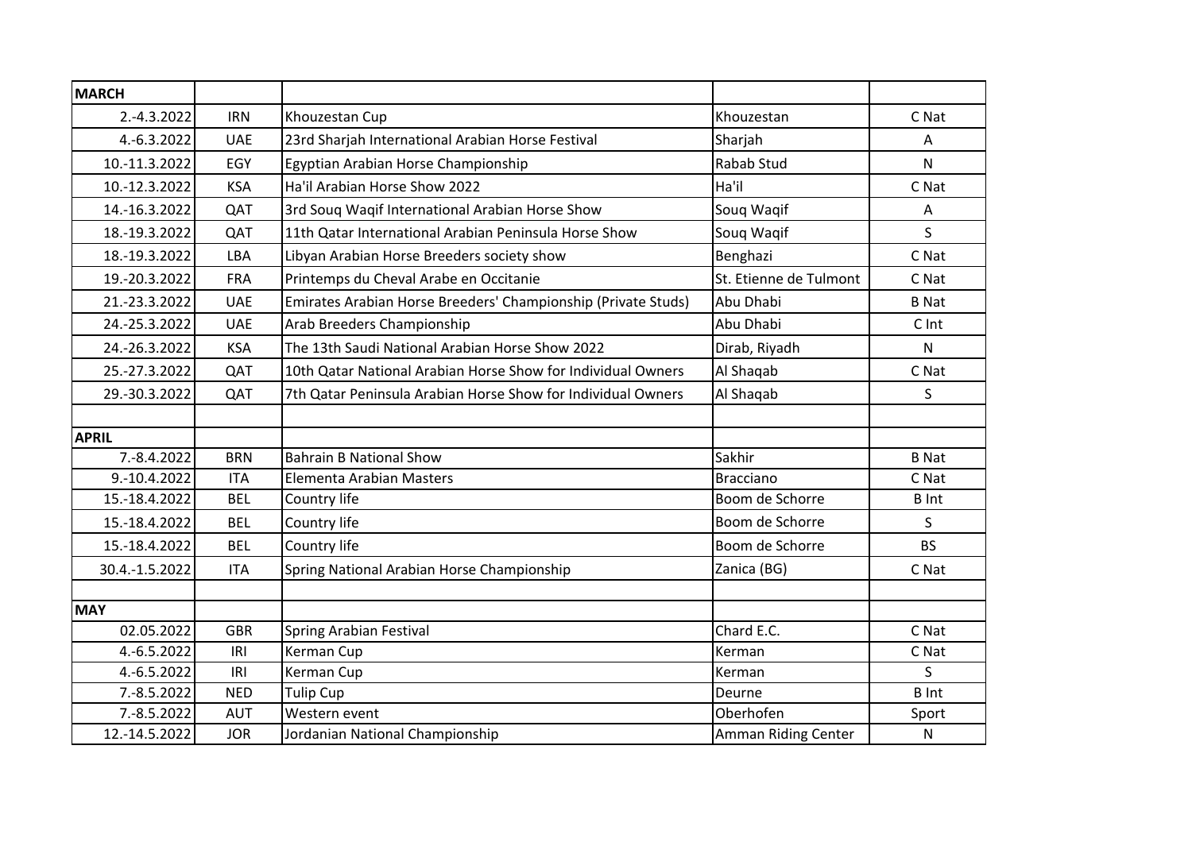| MARCH | | | | |
|---|---|---|---|---|
| 2.-4.3.2022 | IRN | Khouzestan Cup | Khouzestan | C Nat |
| 4.-6.3.2022 | UAE | 23rd Sharjah International Arabian Horse Festival | Sharjah | A |
| 10.-11.3.2022 | EGY | Egyptian Arabian Horse Championship | Rabab Stud | N |
| 10.-12.3.2022 | KSA | Ha'il Arabian Horse Show 2022 | Ha'il | C Nat |
| 14.-16.3.2022 | QAT | 3rd Souq Waqif International Arabian Horse Show | Souq Waqif | A |
| 18.-19.3.2022 | QAT | 11th Qatar International Arabian Peninsula Horse Show | Souq Waqif | S |
| 18.-19.3.2022 | LBA | Libyan Arabian Horse Breeders society show | Benghazi | C Nat |
| 19.-20.3.2022 | FRA | Printemps du Cheval Arabe en Occitanie | St. Etienne de Tulmont | C Nat |
| 21.-23.3.2022 | UAE | Emirates Arabian Horse Breeders' Championship (Private Studs) | Abu Dhabi | B Nat |
| 24.-25.3.2022 | UAE | Arab Breeders Championship | Abu Dhabi | C Int |
| 24.-26.3.2022 | KSA | The 13th Saudi National Arabian Horse Show 2022 | Dirab, Riyadh | N |
| 25.-27.3.2022 | QAT | 10th Qatar National Arabian Horse Show for Individual Owners | Al Shaqab | C Nat |
| 29.-30.3.2022 | QAT | 7th Qatar Peninsula Arabian Horse Show for Individual Owners | Al Shaqab | S |
| | | | | |
| **APRIL** | | | | |
| 7.-8.4.2022 | BRN | Bahrain B National Show | Sakhir | B Nat |
| 9.-10.4.2022 | ITA | Elementa Arabian Masters | Bracciano | C Nat |
| 15.-18.4.2022 | BEL | Country life | Boom de Schorre | B Int |
| 15.-18.4.2022 | BEL | Country life | Boom de Schorre | S |
| 15.-18.4.2022 | BEL | Country life | Boom de Schorre | BS |
| 30.4.-1.5.2022 | ITA | Spring National Arabian Horse Championship | Zanica (BG) | C Nat |
| | | | | |
| **MAY** | | | | |
| 02.05.2022 | GBR | Spring Arabian Festival | Chard E.C. | C Nat |
| 4.-6.5.2022 | IRI | Kerman Cup | Kerman | C Nat |
| 4.-6.5.2022 | IRI | Kerman Cup | Kerman | S |
| 7.-8.5.2022 | NED | Tulip Cup | Deurne | B Int |
| 7.-8.5.2022 | AUT | Western event | Oberhofen | Sport |
| 12.-14.5.2022 | JOR | Jordanian National Championship | Amman Riding Center | N |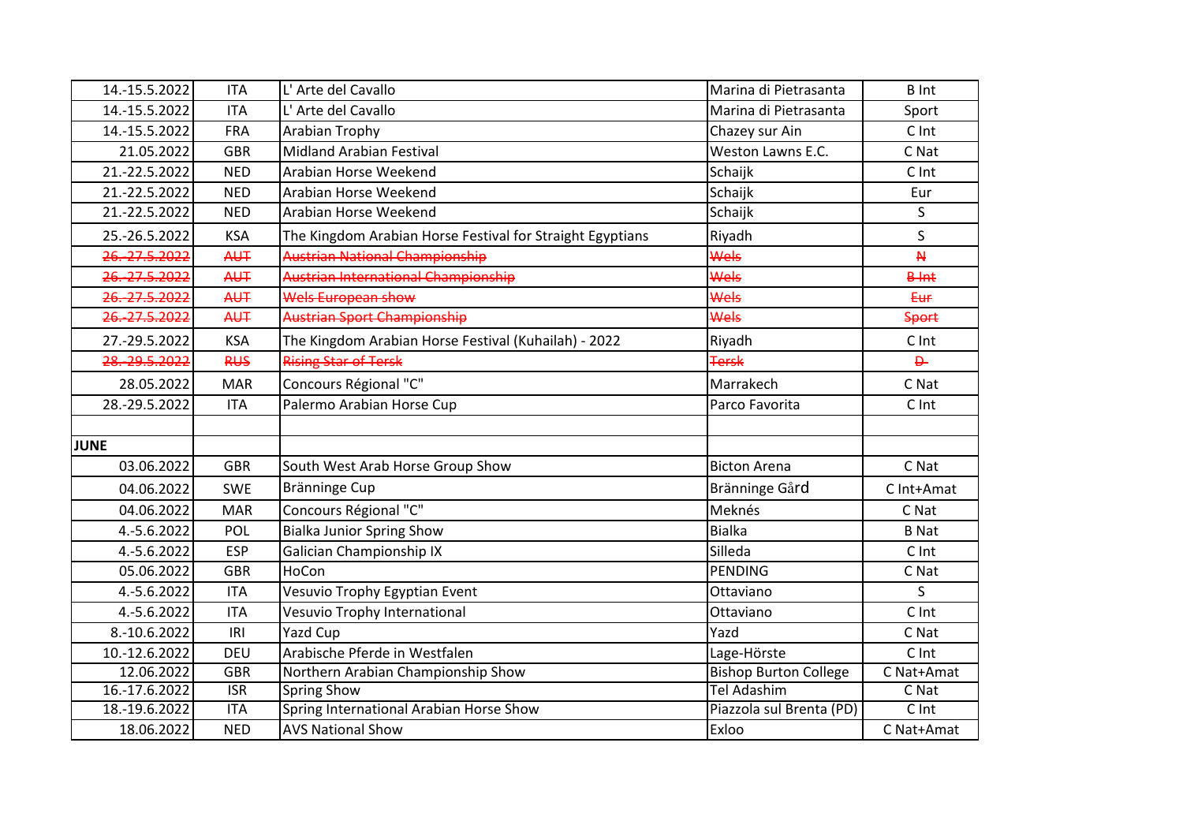| 14.-15.5.2022 | ITA | L' Arte del Cavallo | Marina di Pietrasanta | B Int |
|---|---|---|---|---|
| 14.-15.5.2022 | ITA | L' Arte del Cavallo | Marina di Pietrasanta | Sport |
| 14.-15.5.2022 | FRA | Arabian Trophy | Chazey sur Ain | C Int |
| 21.05.2022 | GBR | Midland Arabian Festival | Weston Lawns E.C. | C Nat |
| 21.-22.5.2022 | NED | Arabian Horse Weekend | Schaijk | C Int |
| 21.-22.5.2022 | NED | Arabian Horse Weekend | Schaijk | Eur |
| 21.-22.5.2022 | NED | Arabian Horse Weekend | Schaijk | S |
| 25.-26.5.2022 | KSA | The Kingdom Arabian Horse Festival for Straight Egyptians | Riyadh | S |
| ~~26.-27.5.2022~~ | ~~AUT~~ | ~~Austrian National Championship~~ | ~~Wels~~ | ~~N~~ |
| ~~26.-27.5.2022~~ | ~~AUT~~ | ~~Austrian International Championship~~ | ~~Wels~~ | ~~B Int~~ |
| ~~26.-27.5.2022~~ | ~~AUT~~ | ~~Wels European show~~ | ~~Wels~~ | ~~Eur~~ |
| ~~26.-27.5.2022~~ | ~~AUT~~ | ~~Austrian Sport Championship~~ | ~~Wels~~ | ~~Sport~~ |
| 27.-29.5.2022 | KSA | The Kingdom Arabian Horse Festival (Kuhailah) - 2022 | Riyadh | C Int |
| ~~28.-29.5.2022~~ | ~~RUS~~ | ~~Rising Star of Tersk~~ | ~~Tersk~~ | ~~D~~ |
| 28.05.2022 | MAR | Concours Régional "C" | Marrakech | C Nat |
| 28.-29.5.2022 | ITA | Palermo Arabian Horse Cup | Parco Favorita | C Int |
| | | | | |
| **JUNE** | | | | |
| 03.06.2022 | GBR | South West Arab Horse Group Show | Bicton Arena | C Nat |
| 04.06.2022 | SWE | Bränninge Cup | Bränninge Gård | C Int+Amat |
| 04.06.2022 | MAR | Concours Régional "C" | Meknés | C Nat |
| 4.-5.6.2022 | POL | Bialka Junior Spring Show | Bialka | B Nat |
| 4.-5.6.2022 | ESP | Galician Championship IX | Silleda | C Int |
| 05.06.2022 | GBR | HoCon | PENDING | C Nat |
| 4.-5.6.2022 | ITA | Vesuvio Trophy Egyptian Event | Ottaviano | S |
| 4.-5.6.2022 | ITA | Vesuvio Trophy International | Ottaviano | C Int |
| 8.-10.6.2022 | IRI | Yazd Cup | Yazd | C Nat |
| 10.-12.6.2022 | DEU | Arabische Pferde in Westfalen | Lage-Hörste | C Int |
| 12.06.2022 | GBR | Northern Arabian Championship Show | Bishop Burton College | C Nat+Amat |
| 16.-17.6.2022 | ISR | Spring Show | Tel Adashim | C Nat |
| 18.-19.6.2022 | ITA | Spring International Arabian Horse Show | Piazzola sul Brenta (PD) | C Int |
| 18.06.2022 | NED | AVS National Show | Exloo | C Nat+Amat |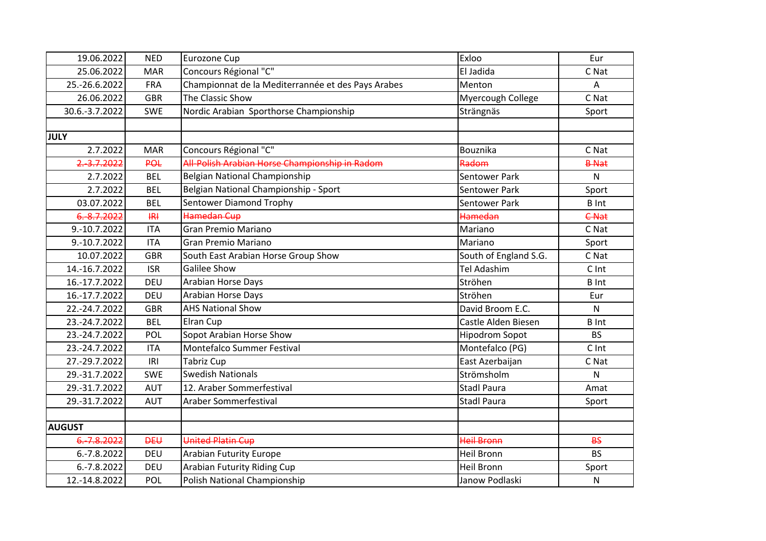| 19.06.2022 | NED | Eurozone Cup | Exloo | Eur |
|---|---|---|---|---|
| 25.06.2022 | MAR | Concours Régional "C" | El Jadida | C Nat |
| 25.-26.6.2022 | FRA | Championnat de la Mediterrannée et des Pays Arabes | Menton | A |
| 26.06.2022 | GBR | The Classic Show | Myercough College | C Nat |
| 30.6.-3.7.2022 | SWE | Nordic Arabian Sporthorse Championship | Strängnäs | Sport |
| | | | | |
| **JULY** | | | | |
| 2.7.2022 | MAR | Concours Régional "C" | Bouznika | C Nat |
| ~~2.-3.7.2022~~ | ~~POL~~ | ~~All-Polish Arabian Horse Championship in Radom~~ | ~~Radom~~ | ~~B Nat~~ |
| 2.7.2022 | BEL | Belgian National Championship | Sentower Park | N |
| 2.7.2022 | BEL | Belgian National Championship - Sport | Sentower Park | Sport |
| 03.07.2022 | BEL | Sentower Diamond Trophy | Sentower Park | B Int |
| ~~6.-8.7.2022~~ | ~~IRI~~ | ~~Hamedan Cup~~ | ~~Hamedan~~ | ~~C Nat~~ |
| 9.-10.7.2022 | ITA | Gran Premio Mariano | Mariano | C Nat |
| 9.-10.7.2022 | ITA | Gran Premio Mariano | Mariano | Sport |
| 10.07.2022 | GBR | South East Arabian Horse Group Show | South of England S.G. | C Nat |
| 14.-16.7.2022 | ISR | Galilee Show | Tel Adashim | C Int |
| 16.-17.7.2022 | DEU | Arabian Horse Days | Ströhen | B Int |
| 16.-17.7.2022 | DEU | Arabian Horse Days | Ströhen | Eur |
| 22.-24.7.2022 | GBR | AHS National Show | David Broom E.C. | N |
| 23.-24.7.2022 | BEL | Elran Cup | Castle Alden Biesen | B Int |
| 23.-24.7.2022 | POL | Sopot Arabian Horse Show | Hipodrom Sopot | BS |
| 23.-24.7.2022 | ITA | Montefalco Summer Festival | Montefalco (PG) | C Int |
| 27.-29.7.2022 | IRI | Tabriz Cup | East Azerbaijan | C Nat |
| 29.-31.7.2022 | SWE | Swedish Nationals | Strömsholm | N |
| 29.-31.7.2022 | AUT | 12. Araber Sommerfestival | Stadl Paura | Amat |
| 29.-31.7.2022 | AUT | Araber Sommerfestival | Stadl Paura | Sport |
| | | | | |
| **AUGUST** | | | | |
| ~~6.-7.8.2022~~ | ~~DEU~~ | ~~United Platin Cup~~ | ~~Heil Bronn~~ | ~~BS~~ |
| 6.-7.8.2022 | DEU | Arabian Futurity Europe | Heil Bronn | BS |
| 6.-7.8.2022 | DEU | Arabian Futurity Riding Cup | Heil Bronn | Sport |
| 12.-14.8.2022 | POL | Polish National Championship | Janow Podlaski | N |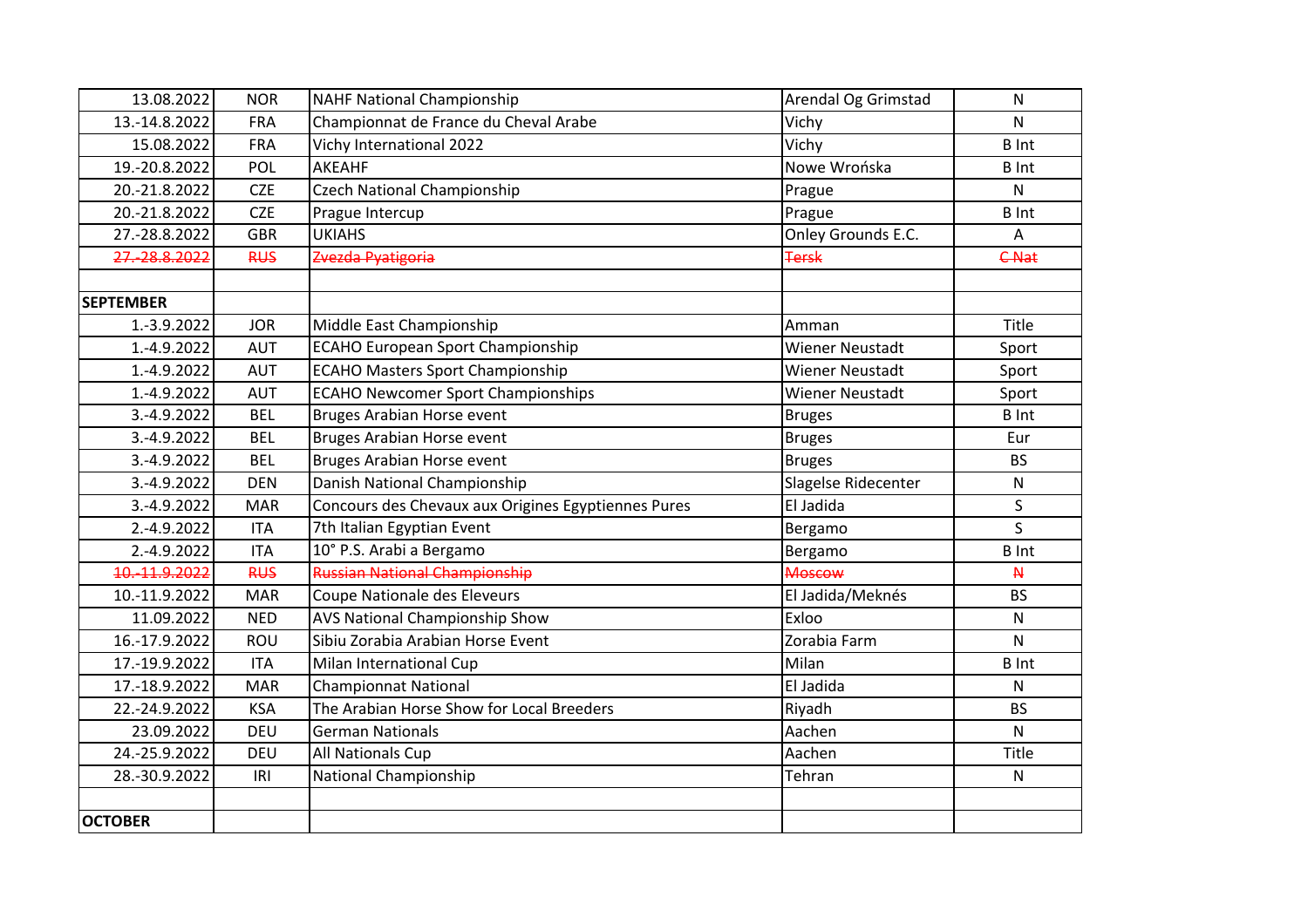| 13.08.2022 | NOR | NAHF National Championship | Arendal Og Grimstad | N |
|---|---|---|---|---|
| 13.-14.8.2022 | FRA | Championnat de France du Cheval Arabe | Vichy | N |
| 15.08.2022 | FRA | Vichy International 2022 | Vichy | B Int |
| 19.-20.8.2022 | POL | AKEAHF | Nowe Wrońska | B Int |
| 20.-21.8.2022 | CZE | Czech National Championship | Prague | N |
| 20.-21.8.2022 | CZE | Prague Intercup | Prague | B Int |
| 27.-28.8.2022 | GBR | UKIAHS | Onley Grounds E.C. | A |
| ~~27.-28.8.2022~~ | ~~RUS~~ | ~~Zvezda Pyatigoria~~ | ~~Tersk~~ | ~~C Nat~~ |
| | | | | |
| **SEPTEMBER** | | | | |
| 1.-3.9.2022 | JOR | Middle East Championship | Amman | Title |
| 1.-4.9.2022 | AUT | ECAHO European Sport Championship | Wiener Neustadt | Sport |
| 1.-4.9.2022 | AUT | ECAHO Masters Sport Championship | Wiener Neustadt | Sport |
| 1.-4.9.2022 | AUT | ECAHO Newcomer Sport Championships | Wiener Neustadt | Sport |
| 3.-4.9.2022 | BEL | Bruges Arabian Horse event | Bruges | B Int |
| 3.-4.9.2022 | BEL | Bruges Arabian Horse event | Bruges | Eur |
| 3.-4.9.2022 | BEL | Bruges Arabian Horse event | Bruges | BS |
| 3.-4.9.2022 | DEN | Danish National Championship | Slagelse Ridecenter | N |
| 3.-4.9.2022 | MAR | Concours des Chevaux aux Origines Egyptiennes Pures | El Jadida | S |
| 2.-4.9.2022 | ITA | 7th Italian Egyptian Event | Bergamo | S |
| 2.-4.9.2022 | ITA | 10° P.S. Arabi a Bergamo | Bergamo | B Int |
| ~~10.-11.9.2022~~ | ~~RUS~~ | ~~Russian National Championship~~ | ~~Moscow~~ | ~~N~~ |
| 10.-11.9.2022 | MAR | Coupe Nationale des Eleveurs | El Jadida/Meknés | BS |
| 11.09.2022 | NED | AVS National Championship Show | Exloo | N |
| 16.-17.9.2022 | ROU | Sibiu Zorabia Arabian Horse Event | Zorabia Farm | N |
| 17.-19.9.2022 | ITA | Milan International Cup | Milan | B Int |
| 17.-18.9.2022 | MAR | Championnat National | El Jadida | N |
| 22.-24.9.2022 | KSA | The Arabian Horse Show for Local Breeders | Riyadh | BS |
| 23.09.2022 | DEU | German Nationals | Aachen | N |
| 24.-25.9.2022 | DEU | All Nationals Cup | Aachen | Title |
| 28.-30.9.2022 | IRI | National Championship | Tehran | N |
| | | | | |
| **OCTOBER** | | | | |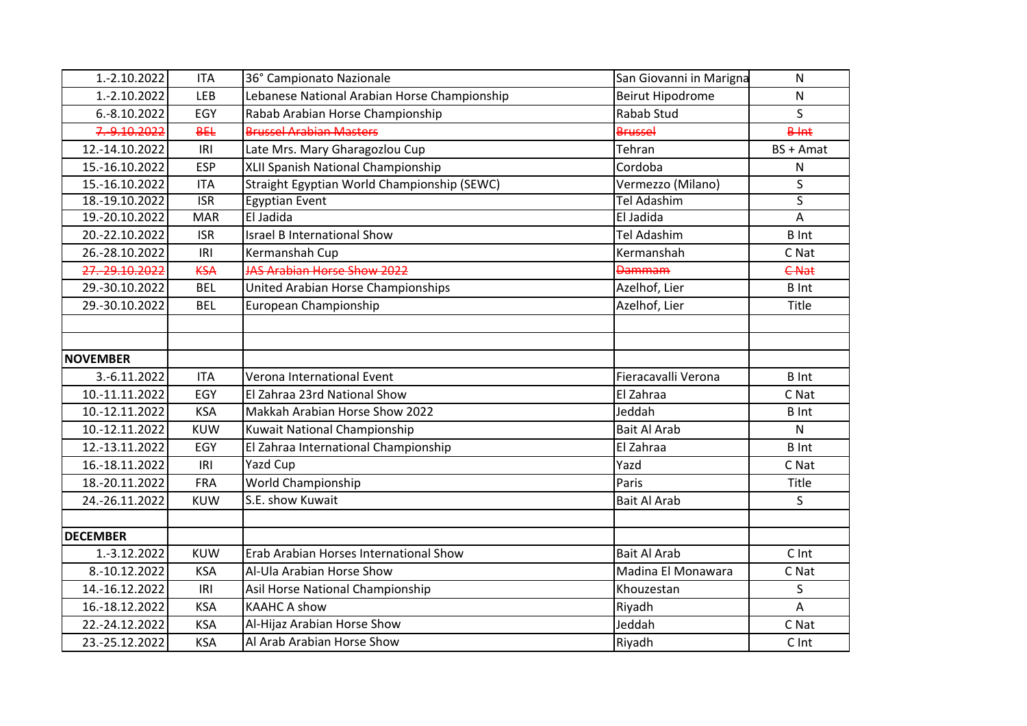| | | | | |
|---|---|---|---|---|
| 1.-2.10.2022 | ITA | 36° Campionato Nazionale | San Giovanni in Marigna | N |
| 1.-2.10.2022 | LEB | Lebanese National Arabian Horse Championship | Beirut Hipodrome | N |
| 6.-8.10.2022 | EGY | Rabab Arabian Horse Championship | Rabab Stud | S |
| ~~7.-9.10.2022~~ | ~~BEL~~ | ~~Brussel Arabian Masters~~ | ~~Brussel~~ | ~~B Int~~ |
| 12.-14.10.2022 | IRI | Late Mrs. Mary Gharagozlou Cup | Tehran | BS + Amat |
| 15.-16.10.2022 | ESP | XLII Spanish National Championship | Cordoba | N |
| 15.-16.10.2022 | ITA | Straight Egyptian World Championship (SEWC) | Vermezzo (Milano) | S |
| 18.-19.10.2022 | ISR | Egyptian Event | Tel Adashim | S |
| 19.-20.10.2022 | MAR | El Jadida | El Jadida | A |
| 20.-22.10.2022 | ISR | Israel B International Show | Tel Adashim | B Int |
| 26.-28.10.2022 | IRI | Kermanshah Cup | Kermanshah | C Nat |
| ~~27.-29.10.2022~~ | ~~KSA~~ | ~~JAS Arabian Horse Show 2022~~ | ~~Dammam~~ | ~~C Nat~~ |
| 29.-30.10.2022 | BEL | United Arabian Horse Championships | Azelhof, Lier | B Int |
| 29.-30.10.2022 | BEL | European Championship | Azelhof, Lier | Title |
| | | | | |
| | | | | |
| **NOVEMBER** | | | | |
| 3.-6.11.2022 | ITA | Verona International Event | Fieracavalli Verona | B Int |
| 10.-11.11.2022 | EGY | El Zahraa 23rd National Show | El Zahraa | C Nat |
| 10.-12.11.2022 | KSA | Makkah Arabian Horse Show 2022 | Jeddah | B Int |
| 10.-12.11.2022 | KUW | Kuwait National Championship | Bait Al Arab | N |
| 12.-13.11.2022 | EGY | El Zahraa International Championship | El Zahraa | B Int |
| 16.-18.11.2022 | IRI | Yazd Cup | Yazd | C Nat |
| 18.-20.11.2022 | FRA | World Championship | Paris | Title |
| 24.-26.11.2022 | KUW | S.E. show Kuwait | Bait Al Arab | S |
| | | | | |
| **DECEMBER** | | | | |
| 1.-3.12.2022 | KUW | Erab Arabian Horses International Show | Bait Al Arab | C Int |
| 8.-10.12.2022 | KSA | Al-Ula Arabian Horse Show | Madina El Monawara | C Nat |
| 14.-16.12.2022 | IRI | Asil Horse National Championship | Khouzestan | S |
| 16.-18.12.2022 | KSA | KAAHC A show | Riyadh | A |
| 22.-24.12.2022 | KSA | Al-Hijaz Arabian Horse Show | Jeddah | C Nat |
| 23.-25.12.2022 | KSA | Al Arab Arabian Horse Show | Riyadh | C Int |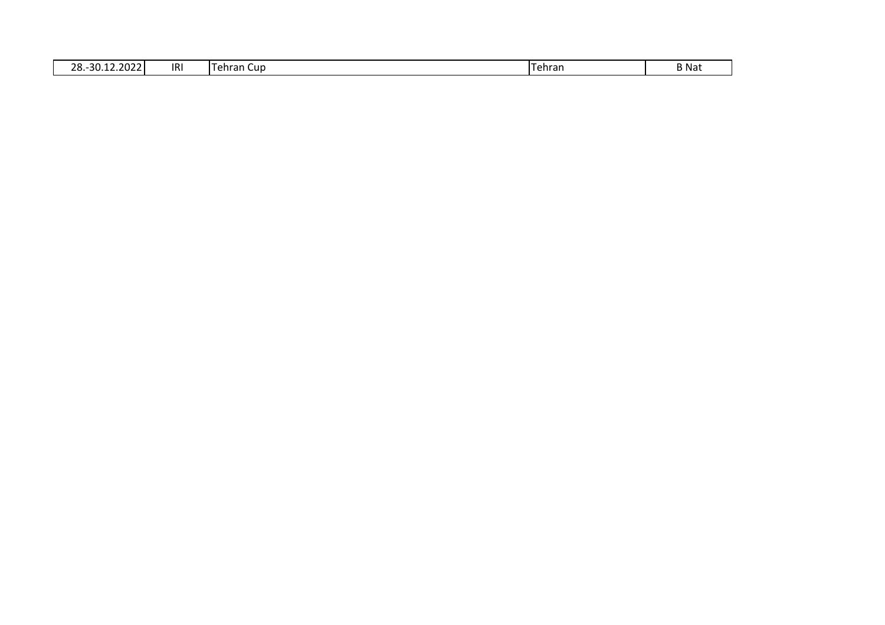| | | | | |
|---|---|---|---|---|
| 28.-30.12.2022 | IRI | Tehran Cup | Tehran | B Nat |